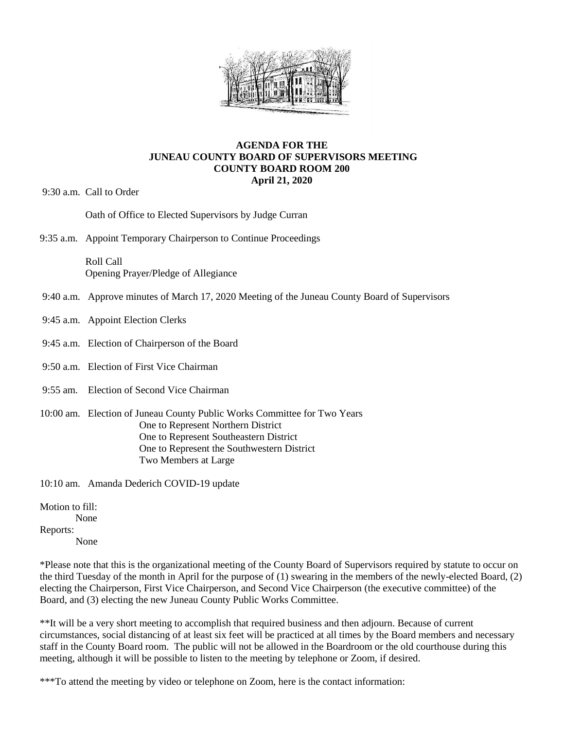# AGENDA FOR THE JUNEAU COUNTY BOARD OF SUPERVISORS MEETING COUNTY BOARD ROOM 200 April 21, 2020

9:30 a.m. Call to Order

Oath of Office to Elected Supervisors by Judge Curran

9:35 a.m. Appoint Temporary Chairperson to Continue Proceedings

Roll Call
Opening Prayer/Pledge of Allegiance

9:40 a.m. Approve minutes of March 17, 2020 Meeting of the Juneau County Board of Supervisors

9:45 a.m. Appoint Election Clerks

9:45 a.m. Election of Chairperson of the Board

9:50 a.m. Election of First Vice Chairman

9:55 am. Election of Second Vice Chairman

10:00 am. Election of Juneau County Public Works Committee for Two Years
One to Represent Northern District
One to Represent Southeastern District
One to Represent the Southwestern District
Two Members at Large

10:10 am. Amanda Dederich COVID-19 update

Motion to fill:
None
Reports:
None

*Please note that this is the organizational meeting of the County Board of Supervisors required by statute to occur on the third Tuesday of the month in April for the purpose of (1) swearing in the members of the newly-elected Board, (2) electing the Chairperson, First Vice Chairperson, and Second Vice Chairperson (the executive committee) of the Board, and (3) electing the new Juneau County Public Works Committee.

**It will be a very short meeting to accomplish that required business and then adjourn. Because of current circumstances, social distancing of at least six feet will be practiced at all times by the Board members and necessary staff in the County Board room. The public will not be allowed in the Boardroom or the old courthouse during this meeting, although it will be possible to listen to the meeting by telephone or Zoom, if desired.

***To attend the meeting by video or telephone on Zoom, here is the contact information: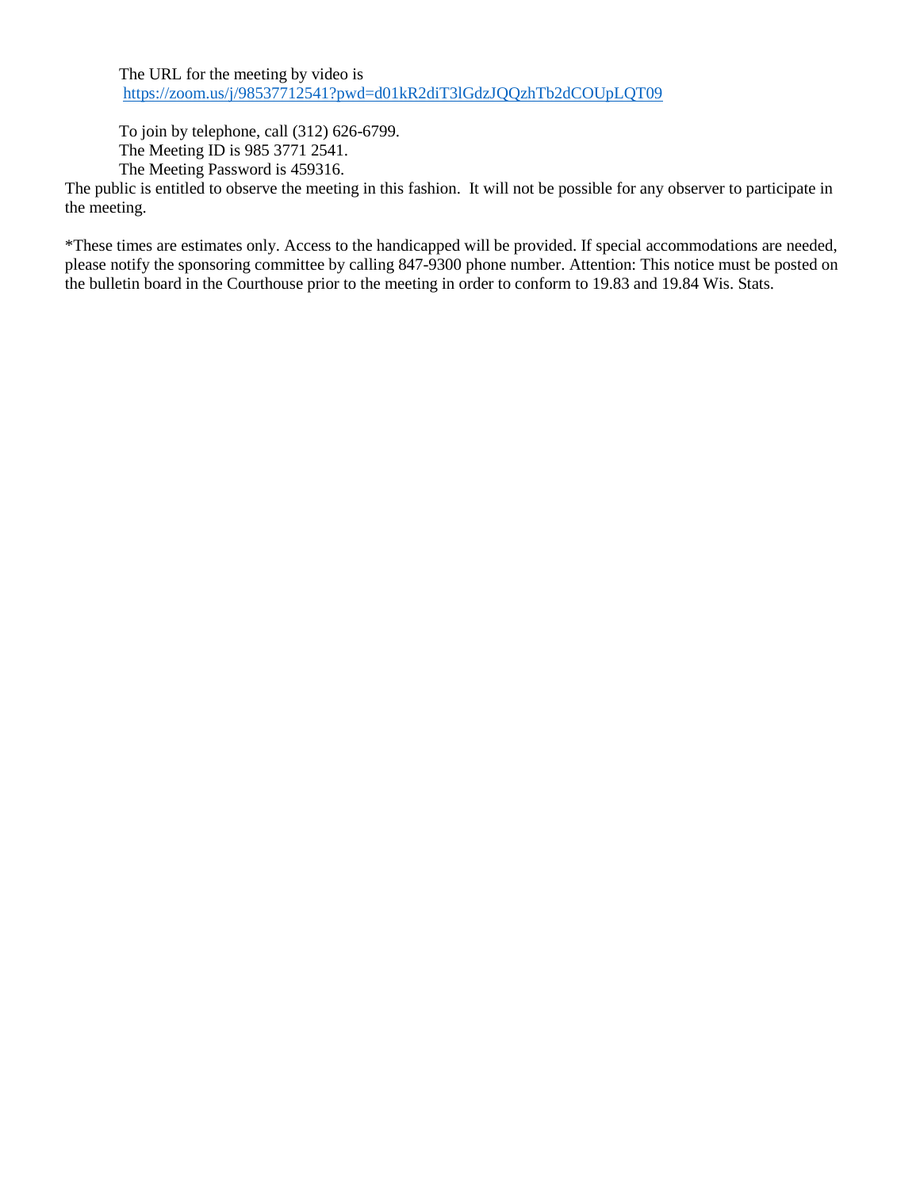The URL for the meeting by video is
https://zoom.us/j/98537712541?pwd=d01kR2diT3lGdzJQQzhTb2dCOUpLQT09

To join by telephone, call (312) 626-6799.
The Meeting ID is 985 3771 2541.
The Meeting Password is 459316.

The public is entitled to observe the meeting in this fashion. It will not be possible for any observer to participate in the meeting.

*These times are estimates only. Access to the handicapped will be provided. If special accommodations are needed, please notify the sponsoring committee by calling 847-9300 phone number. Attention: This notice must be posted on the bulletin board in the Courthouse prior to the meeting in order to conform to 19.83 and 19.84 Wis. Stats.